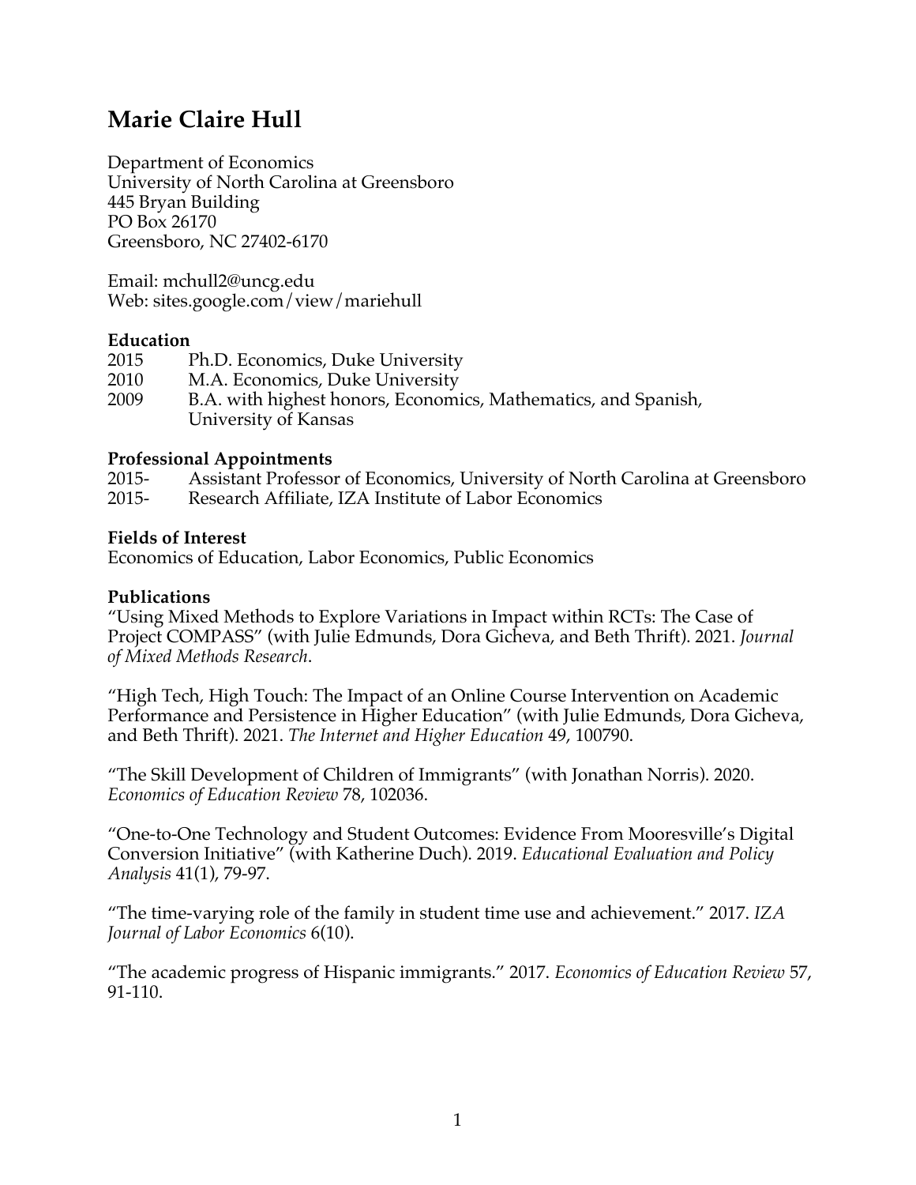# Marie Claire Hull

Department of Economics
University of North Carolina at Greensboro
445 Bryan Building
PO Box 26170
Greensboro, NC 27402-6170

Email: mchull2@uncg.edu
Web: sites.google.com/view/mariehull

## Education

2015 Ph.D. Economics, Duke University
2010 M.A. Economics, Duke University
2009 B.A. with highest honors, Economics, Mathematics, and Spanish, University of Kansas

## Professional Appointments

2015- Assistant Professor of Economics, University of North Carolina at Greensboro
2015- Research Affiliate, IZA Institute of Labor Economics

## Fields of Interest

Economics of Education, Labor Economics, Public Economics

## Publications

"Using Mixed Methods to Explore Variations in Impact within RCTs: The Case of Project COMPASS" (with Julie Edmunds, Dora Gicheva, and Beth Thrift). 2021. *Journal of Mixed Methods Research*.

"High Tech, High Touch: The Impact of an Online Course Intervention on Academic Performance and Persistence in Higher Education" (with Julie Edmunds, Dora Gicheva, and Beth Thrift). 2021. *The Internet and Higher Education* 49, 100790.

"The Skill Development of Children of Immigrants" (with Jonathan Norris). 2020. *Economics of Education Review* 78, 102036.

"One-to-One Technology and Student Outcomes: Evidence From Mooresville's Digital Conversion Initiative" (with Katherine Duch). 2019. *Educational Evaluation and Policy Analysis* 41(1), 79-97.

"The time-varying role of the family in student time use and achievement." 2017. *IZA Journal of Labor Economics* 6(10).

"The academic progress of Hispanic immigrants." 2017. *Economics of Education Review* 57, 91-110.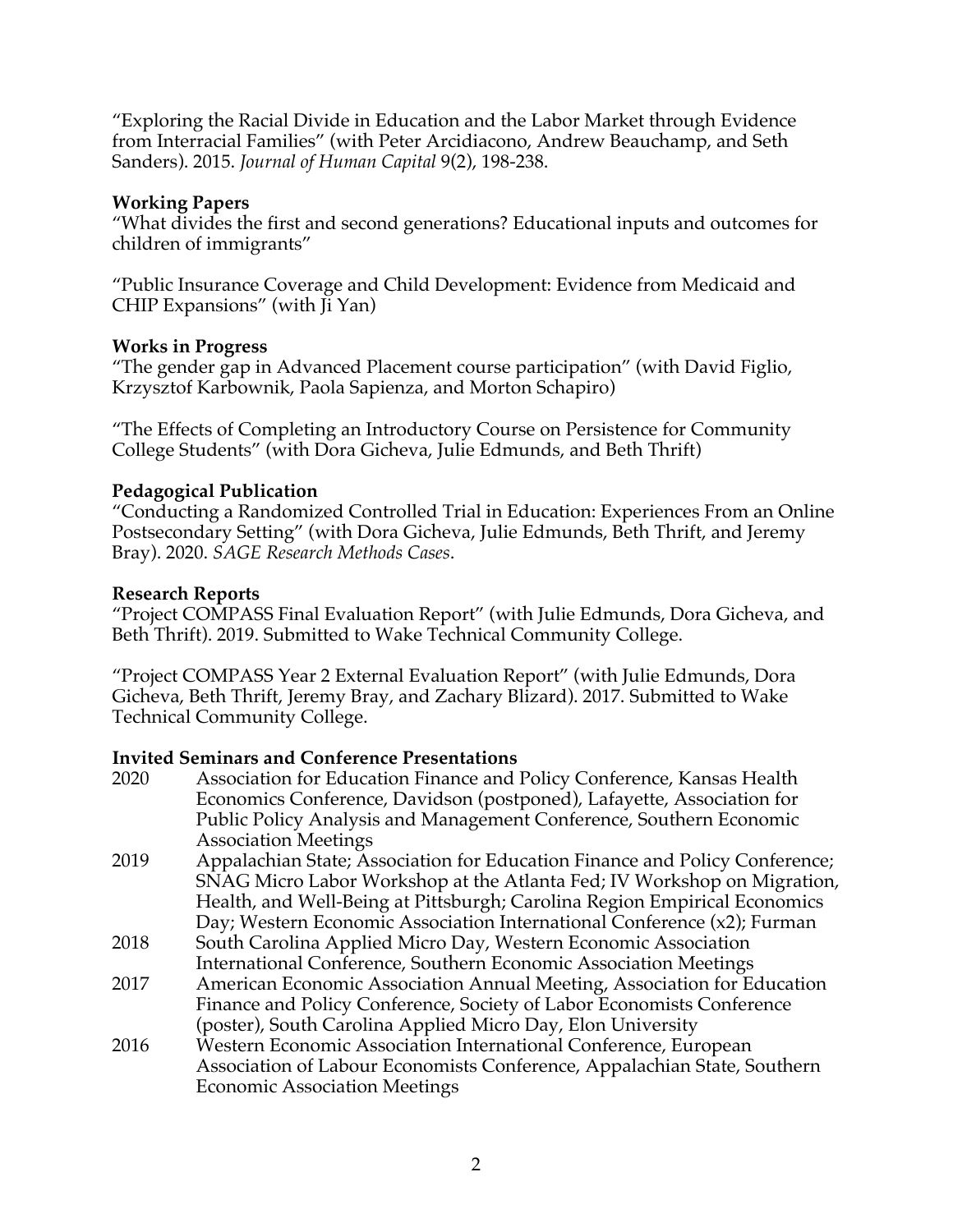"Exploring the Racial Divide in Education and the Labor Market through Evidence from Interracial Families" (with Peter Arcidiacono, Andrew Beauchamp, and Seth Sanders). 2015. *Journal of Human Capital* 9(2), 198-238.

**Working Papers**

"What divides the first and second generations? Educational inputs and outcomes for children of immigrants"

"Public Insurance Coverage and Child Development: Evidence from Medicaid and CHIP Expansions" (with Ji Yan)

**Works in Progress**

"The gender gap in Advanced Placement course participation" (with David Figlio, Krzysztof Karbownik, Paola Sapienza, and Morton Schapiro)

"The Effects of Completing an Introductory Course on Persistence for Community College Students" (with Dora Gicheva, Julie Edmunds, and Beth Thrift)

**Pedagogical Publication**

"Conducting a Randomized Controlled Trial in Education: Experiences From an Online Postsecondary Setting" (with Dora Gicheva, Julie Edmunds, Beth Thrift, and Jeremy Bray). 2020. *SAGE Research Methods Cases*.

**Research Reports**

"Project COMPASS Final Evaluation Report" (with Julie Edmunds, Dora Gicheva, and Beth Thrift). 2019. Submitted to Wake Technical Community College.

"Project COMPASS Year 2 External Evaluation Report" (with Julie Edmunds, Dora Gicheva, Beth Thrift, Jeremy Bray, and Zachary Blizard). 2017. Submitted to Wake Technical Community College.

**Invited Seminars and Conference Presentations**

2020 Association for Education Finance and Policy Conference, Kansas Health Economics Conference, Davidson (postponed), Lafayette, Association for Public Policy Analysis and Management Conference, Southern Economic Association Meetings

2019 Appalachian State; Association for Education Finance and Policy Conference; SNAG Micro Labor Workshop at the Atlanta Fed; IV Workshop on Migration, Health, and Well-Being at Pittsburgh; Carolina Region Empirical Economics Day; Western Economic Association International Conference (x2); Furman

2018 South Carolina Applied Micro Day, Western Economic Association International Conference, Southern Economic Association Meetings

2017 American Economic Association Annual Meeting, Association for Education Finance and Policy Conference, Society of Labor Economists Conference (poster), South Carolina Applied Micro Day, Elon University

2016 Western Economic Association International Conference, European Association of Labour Economists Conference, Appalachian State, Southern Economic Association Meetings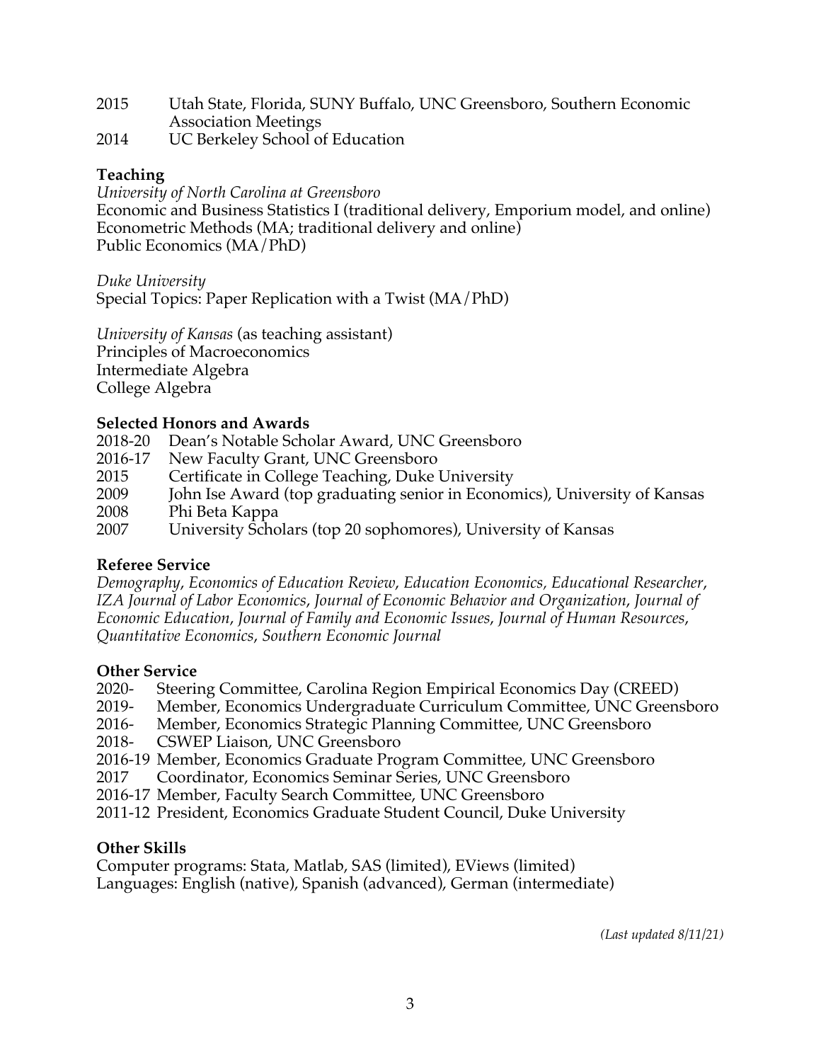2015 Utah State, Florida, SUNY Buffalo, UNC Greensboro, Southern Economic Association Meetings
2014 UC Berkeley School of Education

**Teaching**

*University of North Carolina at Greensboro*
Economic and Business Statistics I (traditional delivery, Emporium model, and online)
Econometric Methods (MA; traditional delivery and online)
Public Economics (MA/PhD)

*Duke University*
Special Topics: Paper Replication with a Twist (MA/PhD)

*University of Kansas* (as teaching assistant)
Principles of Macroeconomics
Intermediate Algebra
College Algebra

**Selected Honors and Awards**

2018-20 Dean's Notable Scholar Award, UNC Greensboro
2016-17 New Faculty Grant, UNC Greensboro
2015 Certificate in College Teaching, Duke University
2009 John Ise Award (top graduating senior in Economics), University of Kansas
2008 Phi Beta Kappa
2007 University Scholars (top 20 sophomores), University of Kansas

**Referee Service**

*Demography*, *Economics of Education Review*, *Education Economics, Educational Researcher*, *IZA Journal of Labor Economics*, *Journal of Economic Behavior and Organization*, *Journal of Economic Education*, *Journal of Family and Economic Issues*, *Journal of Human Resources*, *Quantitative Economics*, *Southern Economic Journal*

**Other Service**

2020- Steering Committee, Carolina Region Empirical Economics Day (CREED)
2019- Member, Economics Undergraduate Curriculum Committee, UNC Greensboro
2016- Member, Economics Strategic Planning Committee, UNC Greensboro
2018- CSWEP Liaison, UNC Greensboro
2016-19 Member, Economics Graduate Program Committee, UNC Greensboro
2017 Coordinator, Economics Seminar Series, UNC Greensboro
2016-17 Member, Faculty Search Committee, UNC Greensboro
2011-12 President, Economics Graduate Student Council, Duke University

**Other Skills**

Computer programs: Stata, Matlab, SAS (limited), EViews (limited)
Languages: English (native), Spanish (advanced), German (intermediate)

*(Last updated 8/11/21)*